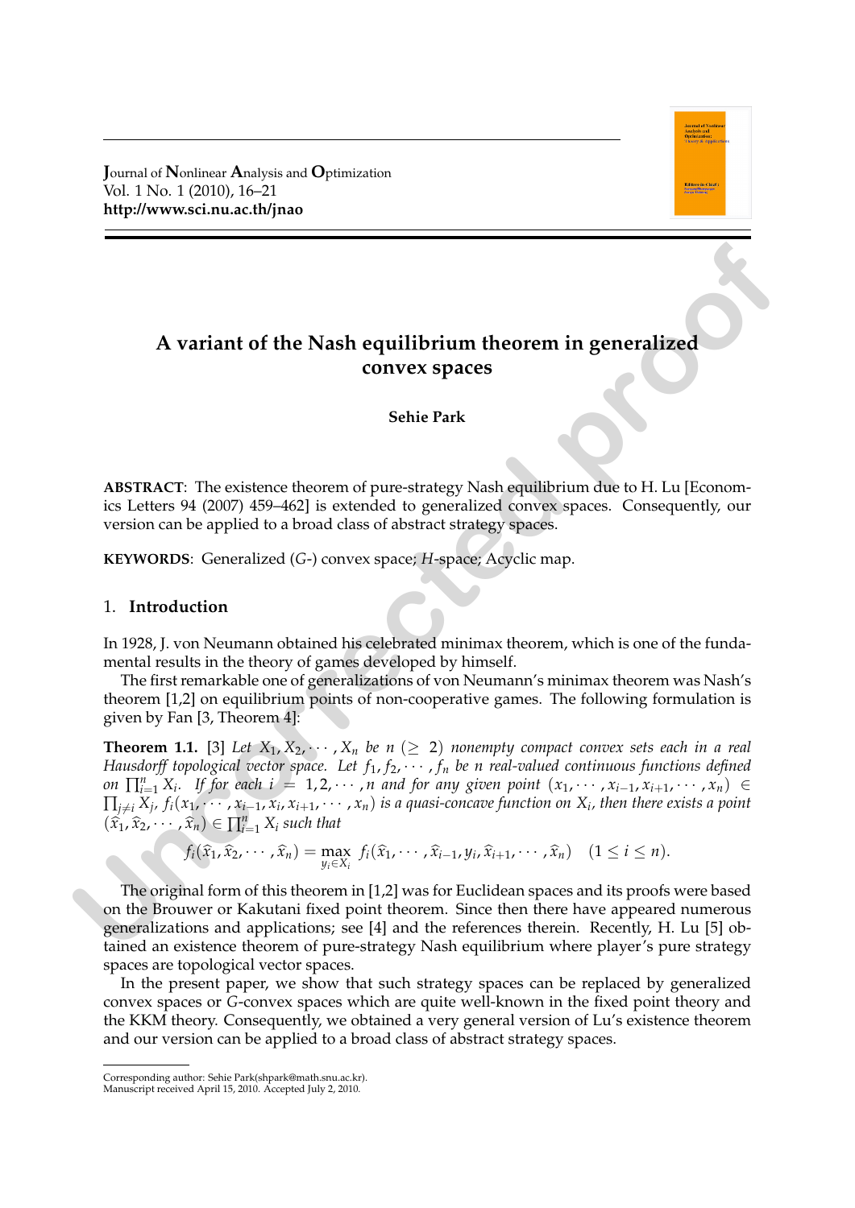# A variant of the Nash equilibrium theorem in generalized convex spaces

**Sehie Park**

**ABSTRACT**: The existence theorem of pure-strategy Nash equilibrium due to H. Lu [Economics Letters 94 (2007) 459–462] is extended to generalized convex spaces. Consequently, our version can be applied to a broad class of abstract strategy spaces.

**KEYWORDS**: Generalized ($G$-) convex space; $H$-space; Acyclic map.

## 1. Introduction

In 1928, J. von Neumann obtained his celebrated minimax theorem, which is one of the fundamental results in the theory of games developed by himself.

The first remarkable one of generalizations of von Neumann's minimax theorem was Nash's theorem [1,2] on equilibrium points of non-cooperative games. The following formulation is given by Fan [3, Theorem 4]:

**Theorem 1.1.** [3] *Let $X_1, X_2, \cdots, X_n$ be $n$ $(\geq 2)$ nonempty compact convex sets each in a real Hausdorff topological vector space. Let $f_1, f_2, \cdots, f_n$ be $n$ real-valued continuous functions defined on $\prod_{i=1}^n X_i$. If for each $i = 1, 2, \cdots, n$ and for any given point $(x_1, \cdots, x_{i-1}, x_{i+1}, \cdots, x_n) \in \prod_{j \neq i} X_j$, $f_i(x_1, \cdots, x_{i-1}, x_i, x_{i+1}, \cdots, x_n)$ is a quasi-concave function on $X_i$, then there exists a point $(\widehat{x}_1, \widehat{x}_2, \cdots, \widehat{x}_n) \in \prod_{i=1}^n X_i$ such that*

$$f_i(\widehat{x}_1, \widehat{x}_2, \cdots, \widehat{x}_n) = \max_{y_i \in X_i} f_i(\widehat{x}_1, \cdots, \widehat{x}_{i-1}, y_i, \widehat{x}_{i+1}, \cdots, \widehat{x}_n) \quad (1 \leq i \leq n).$$

The original form of this theorem in [1,2] was for Euclidean spaces and its proofs were based on the Brouwer or Kakutani fixed point theorem. Since then there have appeared numerous generalizations and applications; see [4] and the references therein. Recently, H. Lu [5] obtained an existence theorem of pure-strategy Nash equilibrium where player's pure strategy spaces are topological vector spaces.

In the present paper, we show that such strategy spaces can be replaced by generalized convex spaces or $G$-convex spaces which are quite well-known in the fixed point theory and the KKM theory. Consequently, we obtained a very general version of Lu's existence theorem and our version can be applied to a broad class of abstract strategy spaces.

Corresponding author: Sehie Park(shpark@math.snu.ac.kr).
Manuscript received April 15, 2010. Accepted July 2, 2010.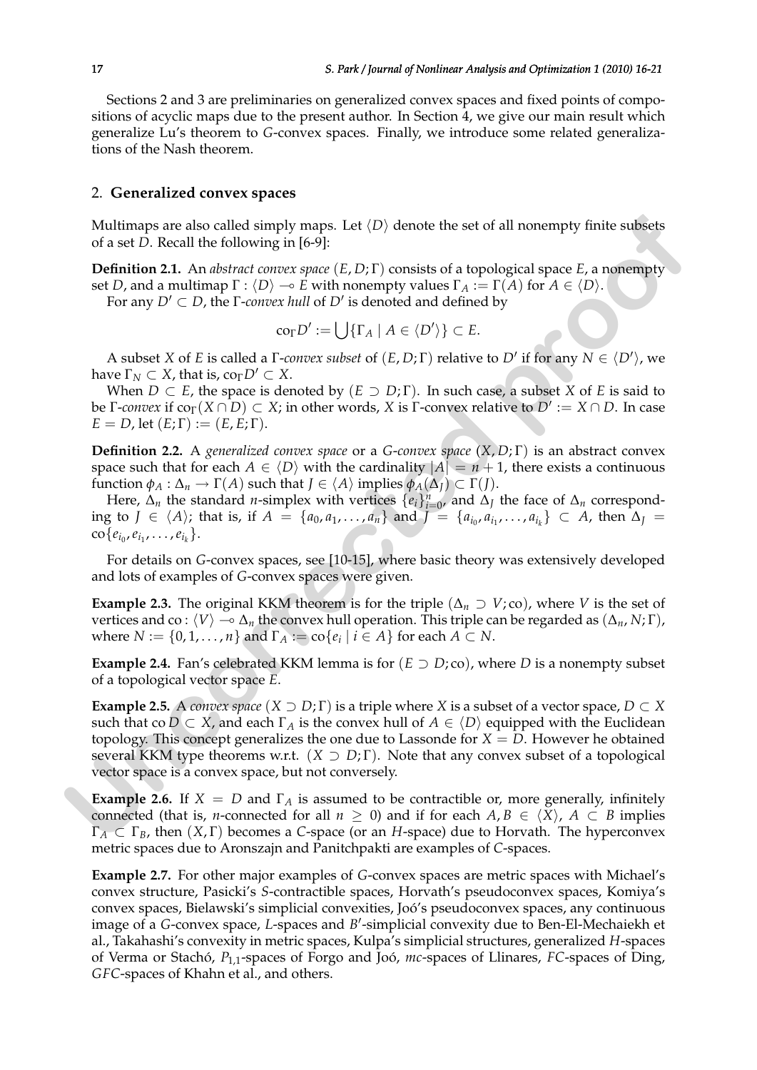Sections 2 and 3 are preliminaries on generalized convex spaces and fixed points of compositions of acyclic maps due to the present author. In Section 4, we give our main result which generalize Lu's theorem to $G$-convex spaces. Finally, we introduce some related generalizations of the Nash theorem.

## 2. Generalized convex spaces

Multimaps are also called simply maps. Let $\langle D \rangle$ denote the set of all nonempty finite subsets of a set $D$. Recall the following in [6-9]:

**Definition 2.1.** An *abstract convex space* $(E, D; \Gamma)$ consists of a topological space $E$, a nonempty set $D$, and a multimap $\Gamma : \langle D \rangle \multimap E$ with nonempty values $\Gamma_A := \Gamma(A)$ for $A \in \langle D \rangle$.

For any $D' \subset D$, the $\Gamma$-*convex hull* of $D'$ is denoted and defined by

$$\mathrm{co}_\Gamma D' := \bigcup \{\Gamma_A \mid A \in \langle D' \rangle\} \subset E.$$

A subset $X$ of $E$ is called a $\Gamma$-*convex subset* of $(E, D; \Gamma)$ relative to $D'$ if for any $N \in \langle D' \rangle$, we have $\Gamma_N \subset X$, that is, $\mathrm{co}_\Gamma D' \subset X$.

When $D \subset E$, the space is denoted by $(E \supset D; \Gamma)$. In such case, a subset $X$ of $E$ is said to be $\Gamma$-*convex* if $\mathrm{co}_\Gamma(X \cap D) \subset X$; in other words, $X$ is $\Gamma$-convex relative to $D' := X \cap D$. In case $E = D$, let $(E; \Gamma) := (E, E; \Gamma)$.

**Definition 2.2.** A *generalized convex space* or a $G$-*convex space* $(X, D; \Gamma)$ is an abstract convex space such that for each $A \in \langle D \rangle$ with the cardinality $|A| = n + 1$, there exists a continuous function $\phi_A : \Delta_n \to \Gamma(A)$ such that $J \in \langle A \rangle$ implies $\phi_A(\Delta_J) \subset \Gamma(J)$.

Here, $\Delta_n$ the standard $n$-simplex with vertices $\{e_i\}_{i=0}^n$, and $\Delta_J$ the face of $\Delta_n$ corresponding to $J \in \langle A \rangle$; that is, if $A = \{a_0, a_1, \ldots, a_n\}$ and $J = \{a_{i_0}, a_{i_1}, \ldots, a_{i_k}\} \subset A$, then $\Delta_J = \mathrm{co}\{e_{i_0}, e_{i_1}, \ldots, e_{i_k}\}$.

For details on $G$-convex spaces, see [10-15], where basic theory was extensively developed and lots of examples of $G$-convex spaces were given.

**Example 2.3.** The original KKM theorem is for the triple $(\Delta_n \supset V; \mathrm{co})$, where $V$ is the set of vertices and $\mathrm{co} : \langle V \rangle \multimap \Delta_n$ the convex hull operation. This triple can be regarded as $(\Delta_n, N; \Gamma)$, where $N := \{0, 1, \ldots, n\}$ and $\Gamma_A := \mathrm{co}\{e_i \mid i \in A\}$ for each $A \subset N$.

**Example 2.4.** Fan's celebrated KKM lemma is for $(E \supset D; \mathrm{co})$, where $D$ is a nonempty subset of a topological vector space $E$.

**Example 2.5.** A *convex space* $(X \supset D; \Gamma)$ is a triple where $X$ is a subset of a vector space, $D \subset X$ such that $\mathrm{co}\, D \subset X$, and each $\Gamma_A$ is the convex hull of $A \in \langle D \rangle$ equipped with the Euclidean topology. This concept generalizes the one due to Lassonde for $X = D$. However he obtained several KKM type theorems w.r.t. $(X \supset D; \Gamma)$. Note that any convex subset of a topological vector space is a convex space, but not conversely.

**Example 2.6.** If $X = D$ and $\Gamma_A$ is assumed to be contractible or, more generally, infinitely connected (that is, $n$-connected for all $n \geq 0$) and if for each $A, B \in \langle X \rangle$, $A \subset B$ implies $\Gamma_A \subset \Gamma_B$, then $(X, \Gamma)$ becomes a $C$-space (or an $H$-space) due to Horvath. The hyperconvex metric spaces due to Aronszajn and Panitchpakti are examples of $C$-spaces.

**Example 2.7.** For other major examples of $G$-convex spaces are metric spaces with Michael's convex structure, Pasicki's $S$-contractible spaces, Horvath's pseudoconvex spaces, Komiya's convex spaces, Bielawski's simplicial convexities, Joó's pseudoconvex spaces, any continuous image of a $G$-convex space, $L$-spaces and $B'$-simplicial convexity due to Ben-El-Mechaiekh et al., Takahashi's convexity in metric spaces, Kulpa's simplicial structures, generalized $H$-spaces of Verma or Stachó, $P_{1,1}$-spaces of Forgo and Joó, $mc$-spaces of Llinares, $FC$-spaces of Ding, $GFC$-spaces of Khahn et al., and others.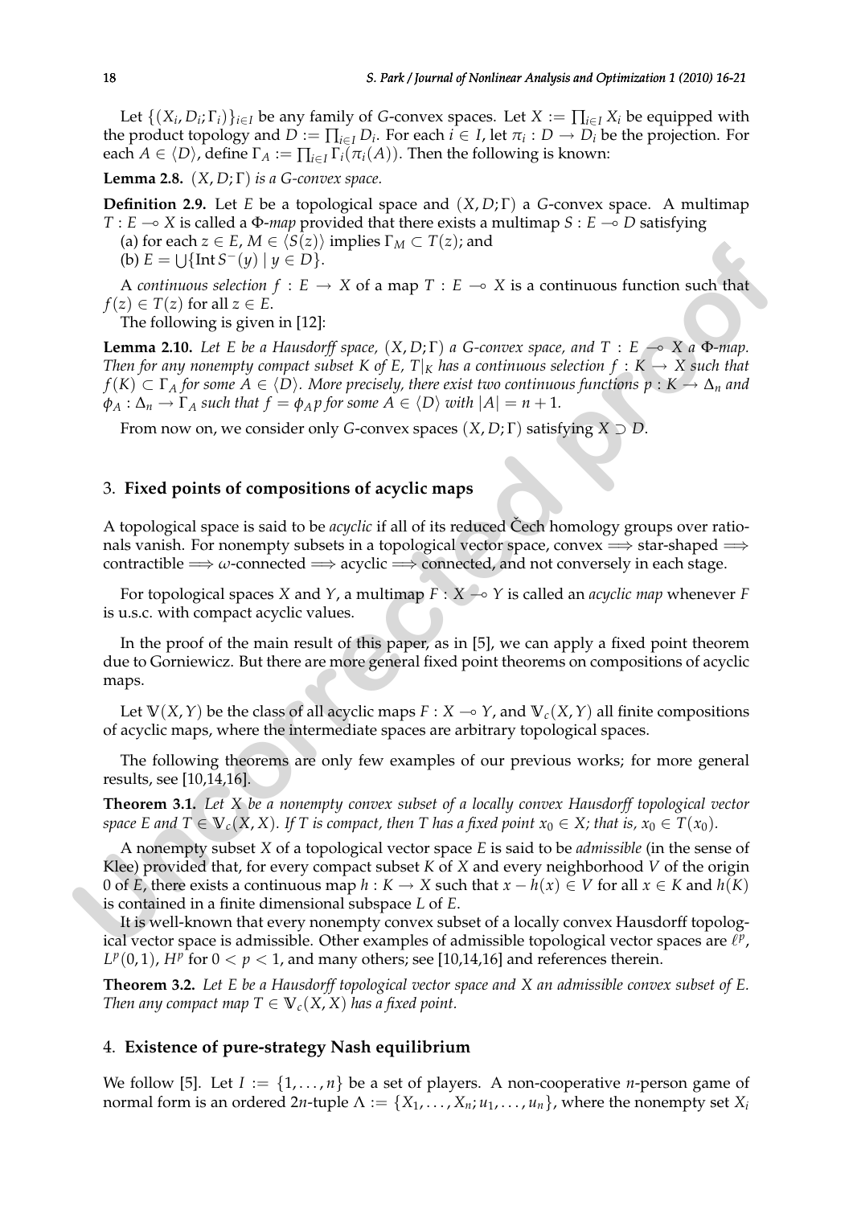Let $\{(X_i, D_i; \Gamma_i)\}_{i \in I}$ be any family of $G$-convex spaces. Let $X := \prod_{i \in I} X_i$ be equipped with the product topology and $D := \prod_{i \in I} D_i$. For each $i \in I$, let $\pi_i : D \to D_i$ be the projection. For each $A \in \langle D \rangle$, define $\Gamma_A := \prod_{i \in I} \Gamma_i(\pi_i(A))$. Then the following is known:

**Lemma 2.8.** *$(X, D; \Gamma)$ is a $G$-convex space.*

**Definition 2.9.** Let $E$ be a topological space and $(X, D; \Gamma)$ a $G$-convex space. A multimap $T : E \multimap X$ is called a $\Phi$-*map* provided that there exists a multimap $S : E \multimap D$ satisfying

(a) for each $z \in E$, $M \in \langle S(z) \rangle$ implies $\Gamma_M \subset T(z)$; and

(b) $E = \bigcup \{ \operatorname{Int} S^-(y) \mid y \in D \}$.

A *continuous selection* $f : E \to X$ of a map $T : E \multimap X$ is a continuous function such that $f(z) \in T(z)$ for all $z \in E$.

The following is given in [12]:

**Lemma 2.10.** *Let $E$ be a Hausdorff space, $(X, D; \Gamma)$ a $G$-convex space, and $T : E \multimap X$ a $\Phi$-map. Then for any nonempty compact subset $K$ of $E$, $T|_K$ has a continuous selection $f : K \to X$ such that $f(K) \subset \Gamma_A$ for some $A \in \langle D \rangle$. More precisely, there exist two continuous functions $p : K \to \Delta_n$ and $\phi_A : \Delta_n \to \Gamma_A$ such that $f = \phi_A p$ for some $A \in \langle D \rangle$ with $|A| = n + 1$.*

From now on, we consider only $G$-convex spaces $(X, D; \Gamma)$ satisfying $X \supset D$.

## 3. Fixed points of compositions of acyclic maps

A topological space is said to be *acyclic* if all of its reduced Čech homology groups over rationals vanish. For nonempty subsets in a topological vector space, convex $\Longrightarrow$ star-shaped $\Longrightarrow$ contractible $\Longrightarrow$ $\omega$-connected $\Longrightarrow$ acyclic $\Longrightarrow$ connected, and not conversely in each stage.

For topological spaces $X$ and $Y$, a multimap $F : X \multimap Y$ is called an *acyclic map* whenever $F$ is u.s.c. with compact acyclic values.

In the proof of the main result of this paper, as in [5], we can apply a fixed point theorem due to Gorniewicz. But there are more general fixed point theorems on compositions of acyclic maps.

Let $\mathbb{V}(X, Y)$ be the class of all acyclic maps $F : X \multimap Y$, and $\mathbb{V}_c(X, Y)$ all finite compositions of acyclic maps, where the intermediate spaces are arbitrary topological spaces.

The following theorems are only few examples of our previous works; for more general results, see [10,14,16].

**Theorem 3.1.** *Let $X$ be a nonempty convex subset of a locally convex Hausdorff topological vector space $E$ and $T \in \mathbb{V}_c(X, X)$. If $T$ is compact, then $T$ has a fixed point $x_0 \in X$; that is, $x_0 \in T(x_0)$.*

A nonempty subset $X$ of a topological vector space $E$ is said to be *admissible* (in the sense of Klee) provided that, for every compact subset $K$ of $X$ and every neighborhood $V$ of the origin $0$ of $E$, there exists a continuous map $h : K \to X$ such that $x - h(x) \in V$ for all $x \in K$ and $h(K)$ is contained in a finite dimensional subspace $L$ of $E$.

It is well-known that every nonempty convex subset of a locally convex Hausdorff topological vector space is admissible. Other examples of admissible topological vector spaces are $\ell^p$, $L^p(0, 1)$, $H^p$ for $0 < p < 1$, and many others; see [10,14,16] and references therein.

**Theorem 3.2.** *Let $E$ be a Hausdorff topological vector space and $X$ an admissible convex subset of $E$. Then any compact map $T \in \mathbb{V}_c(X, X)$ has a fixed point.*

## 4. Existence of pure-strategy Nash equilibrium

We follow [5]. Let $I := \{1, \ldots, n\}$ be a set of players. A non-cooperative $n$-person game of normal form is an ordered $2n$-tuple $\Lambda := \{X_1, \ldots, X_n; u_1, \ldots, u_n\}$, where the nonempty set $X_i$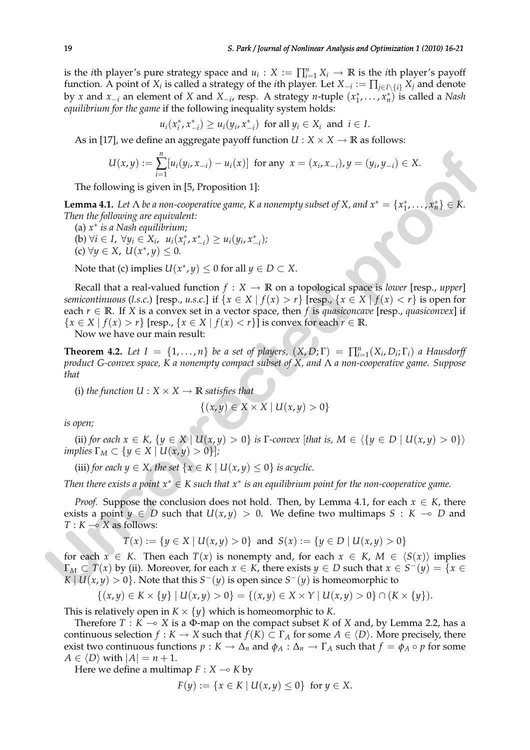is the $i$th player's pure strategy space and $u_i : X := \prod_{i=1}^n X_i \to \mathbb{R}$ is the $i$th player's payoff function. A point of $X_i$ is called a strategy of the $i$th player. Let $X_{-i} := \prod_{j \in I \setminus \{i\}} X_j$ and denote by $x$ and $x_{-i}$ an element of $X$ and $X_{-i}$, resp. A strategy $n$-tuple $(x_1^*, \ldots, x_n^*)$ is called a *Nash equilibrium for the game* if the following inequality system holds:

$$u_i(x_i^*, x_{-i}^*) \geq u_i(y_i, x_{-i}^*) \text{ for all } y_i \in X_i \text{ and } i \in I.$$

As in [17], we define an aggregate payoff function $U : X \times X \to \mathbb{R}$ as follows:

$$U(x, y) := \sum_{i=1}^n [u_i(y_i, x_{-i}) - u_i(x)] \text{ for any } x = (x_i, x_{-i}), y = (y_i, y_{-i}) \in X.$$

The following is given in [5, Proposition 1]:

**Lemma 4.1.** *Let $\Lambda$ be a non-cooperative game, $K$ a nonempty subset of $X$, and $x^* = \{x_1^*, \ldots, x_n^*\} \in K$. Then the following are equivalent:*

(a) *$x^*$ is a Nash equilibrium;*

(b) *$\forall i \in I$, $\forall y_i \in X_i$, $u_i(x_i^*, x_{-i}^*) \geq u_i(y_i, x_{-i}^*)$;*

(c) *$\forall y \in X$, $U(x^*, y) \leq 0$.*

Note that (c) implies $U(x^*, y) \leq 0$ for all $y \in D \subset X$.

Recall that a real-valued function $f : X \to \mathbb{R}$ on a topological space is *lower* [resp., *upper*] *semicontinuous* (*l.s.c.*) [resp., *u.s.c.*] if $\{x \in X \mid f(x) > r\}$ [resp., $\{x \in X \mid f(x) < r\}$ is open for each $r \in \mathbb{R}$. If $X$ is a convex set in a vector space, then $f$ is *quasiconcave* [resp., *quasiconvex*] if $\{x \in X \mid f(x) > r\}$ [resp., $\{x \in X \mid f(x) < r\}$] is convex for each $r \in \mathbb{R}$.

Now we have our main result:

**Theorem 4.2.** *Let $I = \{1, \ldots, n\}$ be a set of players, $(X, D; \Gamma) = \prod_{i=1}^n (X_i, D_i; \Gamma_i)$ a Hausdorff product G-convex space, $K$ a nonempty compact subset of $X$, and $\Lambda$ a non-cooperative game. Suppose that*

(i) *the function $U : X \times X \to \mathbb{R}$ satisfies that*

$$\{(x, y) \in X \times X \mid U(x, y) > 0\}$$

*is open;*

(ii) *for each $x \in K$, $\{y \in X \mid U(x, y) > 0\}$ is $\Gamma$-convex [that is, $M \in \langle \{y \in D \mid U(x, y) > 0\} \rangle$ implies $\Gamma_M \subset \{y \in X \mid U(x, y) > 0\}$];*

(iii) *for each $y \in X$, the set $\{x \in K \mid U(x, y) \leq 0\}$ is acyclic.*

*Then there exists a point $x^* \in K$ such that $x^*$ is an equilibrium point for the non-cooperative game.*

*Proof.* Suppose the conclusion does not hold. Then, by Lemma 4.1, for each $x \in K$, there exists a point $y \in D$ such that $U(x, y) > 0$. We define two multimaps $S : K \multimap D$ and $T : K \multimap X$ as follows:

$$T(x) := \{y \in X \mid U(x, y) > 0\} \text{ and } S(x) := \{y \in D \mid U(x, y) > 0\}$$

for each $x \in K$. Then each $T(x)$ is nonempty and, for each $x \in K$, $M \in \langle S(x) \rangle$ implies $\Gamma_M \subset T(x)$ by (ii). Moreover, for each $x \in K$, there exists $y \in D$ such that $x \in S^-(y) = \{x \in K \mid U(x, y) > 0\}$. Note that this $S^-(y)$ is open since $S^-(y)$ is homeomorphic to

$$\{(x, y) \in K \times \{y\} \mid U(x, y) > 0\} = \{(x, y) \in X \times Y \mid U(x, y) > 0\} \cap (K \times \{y\}).$$

This is relatively open in $K \times \{y\}$ which is homeomorphic to $K$.

Therefore $T : K \multimap X$ is a $\Phi$-map on the compact subset $K$ of $X$ and, by Lemma 2.2, has a continuous selection $f : K \to X$ such that $f(K) \subset \Gamma_A$ for some $A \in \langle D \rangle$. More precisely, there exist two continuous functions $p : K \to \Delta_n$ and $\phi_A : \Delta_n \to \Gamma_A$ such that $f = \phi_A \circ p$ for some $A \in \langle D \rangle$ with $|A| = n + 1$.

Here we define a multimap $F : X \multimap K$ by

$$F(y) := \{x \in K \mid U(x, y) \leq 0\} \text{ for } y \in X.$$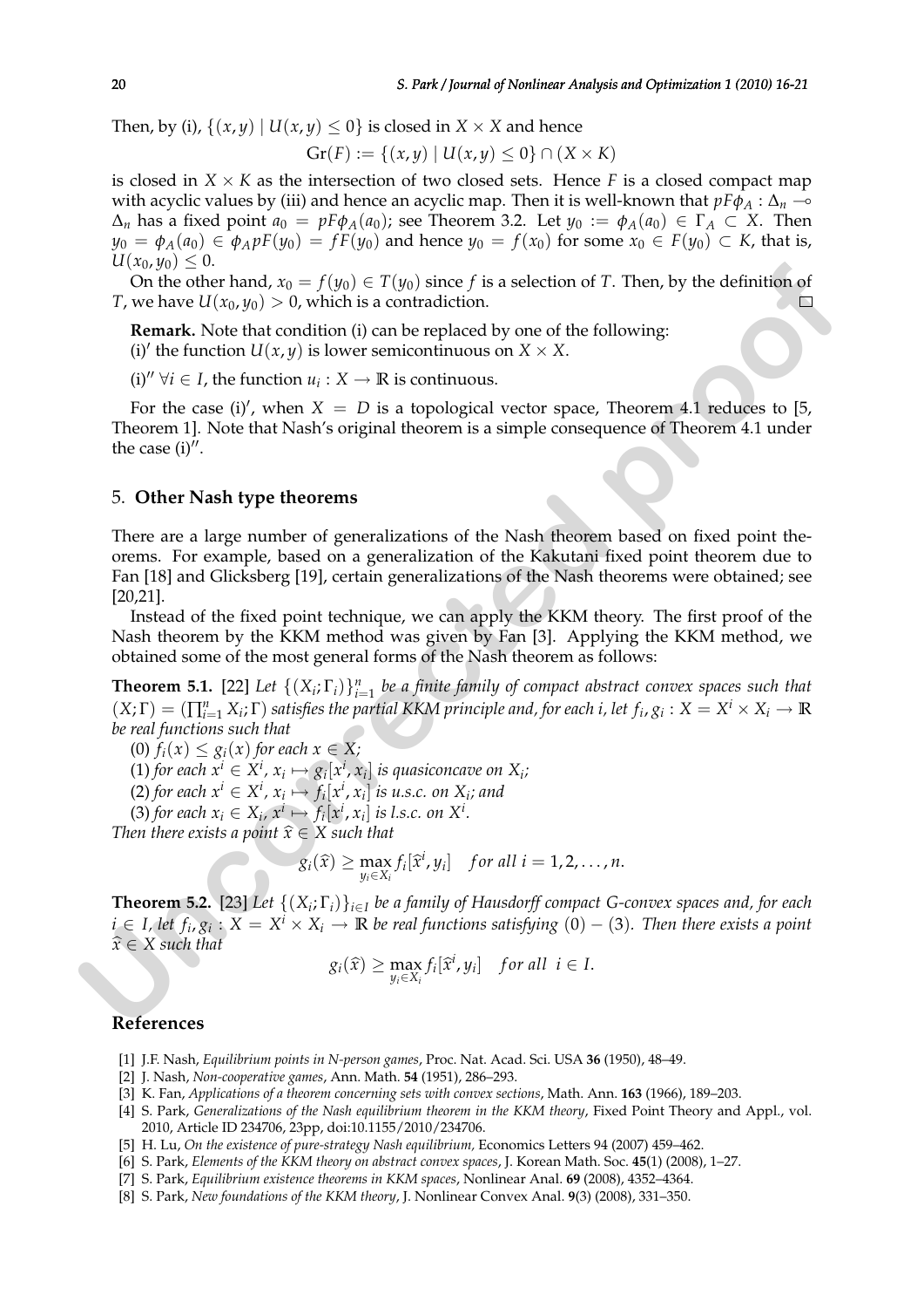Then, by (i), $\{(x,y) \mid U(x,y) \leq 0\}$ is closed in $X \times X$ and hence

$$\mathrm{Gr}(F) := \{(x,y) \mid U(x,y) \leq 0\} \cap (X \times K)$$

is closed in $X \times K$ as the intersection of two closed sets. Hence $F$ is a closed compact map with acyclic values by (iii) and hence an acyclic map. Then it is well-known that $pF\phi_A : \Delta_n \multimap \Delta_n$ has a fixed point $a_0 = pF\phi_A(a_0)$; see Theorem 3.2. Let $y_0 := \phi_A(a_0) \in \Gamma_A \subset X$. Then $y_0 = \phi_A(a_0) \in \phi_A pF(y_0) = fF(y_0)$ and hence $y_0 = f(x_0)$ for some $x_0 \in F(y_0) \subset K$, that is, $U(x_0, y_0) \leq 0$.

On the other hand, $x_0 = f(y_0) \in T(y_0)$ since $f$ is a selection of $T$. Then, by the definition of $T$, we have $U(x_0, y_0) > 0$, which is a contradiction. □

**Remark.** Note that condition (i) can be replaced by one of the following:
(i)′ the function $U(x,y)$ is lower semicontinuous on $X \times X$.

(i)′′ $\forall i \in I$, the function $u_i : X \to \mathbb{R}$ is continuous.

For the case (i)′, when $X = D$ is a topological vector space, Theorem 4.1 reduces to [5, Theorem 1]. Note that Nash's original theorem is a simple consequence of Theorem 4.1 under the case (i)′′.

## 5. Other Nash type theorems

There are a large number of generalizations of the Nash theorem based on fixed point theorems. For example, based on a generalization of the Kakutani fixed point theorem due to Fan [18] and Glicksberg [19], certain generalizations of the Nash theorems were obtained; see [20,21].

Instead of the fixed point technique, we can apply the KKM theory. The first proof of the Nash theorem by the KKM method was given by Fan [3]. Applying the KKM method, we obtained some of the most general forms of the Nash theorem as follows:

**Theorem 5.1.** [22] *Let $\{(X_i;\Gamma_i)\}_{i=1}^n$ be a finite family of compact abstract convex spaces such that $(X;\Gamma) = (\prod_{i=1}^n X_i;\Gamma)$ satisfies the partial KKM principle and, for each $i$, let $f_i, g_i : X = X^i \times X_i \to \mathbb{R}$ be real functions such that*

*(0) $f_i(x) \leq g_i(x)$ for each $x \in X$;*

*(1) for each $x^i \in X^i$, $x_i \mapsto g_i[x^i, x_i]$ is quasiconcave on $X_i$;*

*(2) for each $x^i \in X^i$, $x_i \mapsto f_i[x^i, x_i]$ is u.s.c. on $X_i$; and*

*(3) for each $x_i \in X_i$, $x^i \mapsto f_i[x^i, x_i]$ is l.s.c. on $X^i$.*

*Then there exists a point $\widehat{x} \in X$ such that*

$$g_i(\widehat{x}) \geq \max_{y_i \in X_i} f_i[\widehat{x}^i, y_i] \quad \text{for all } i = 1, 2, \ldots, n.$$

**Theorem 5.2.** [23] *Let $\{(X_i;\Gamma_i)\}_{i\in I}$ be a family of Hausdorff compact G-convex spaces and, for each $i \in I$, let $f_i, g_i : X = X^i \times X_i \to \mathbb{R}$ be real functions satisfying $(0)-(3)$. Then there exists a point $\widehat{x} \in X$ such that*

$$g_i(\widehat{x}) \geq \max_{y_i \in X_i} f_i[\widehat{x}^i, y_i] \quad \text{for all } \ i \in I.$$

## References

[1] J.F. Nash, *Equilibrium points in N-person games*, Proc. Nat. Acad. Sci. USA **36** (1950), 48–49.

[2] J. Nash, *Non-cooperative games*, Ann. Math. **54** (1951), 286–293.

[3] K. Fan, *Applications of a theorem concerning sets with convex sections*, Math. Ann. **163** (1966), 189–203.

[4] S. Park, *Generalizations of the Nash equilibrium theorem in the KKM theory*, Fixed Point Theory and Appl., vol. 2010, Article ID 234706, 23pp, doi:10.1155/2010/234706.

[5] H. Lu, *On the existence of pure-strategy Nash equilibrium,* Economics Letters 94 (2007) 459–462.

[6] S. Park, *Elements of the KKM theory on abstract convex spaces*, J. Korean Math. Soc. **45**(1) (2008), 1–27.

[7] S. Park, *Equilibrium existence theorems in KKM spaces*, Nonlinear Anal. **69** (2008), 4352–4364.

[8] S. Park, *New foundations of the KKM theory*, J. Nonlinear Convex Anal. **9**(3) (2008), 331–350.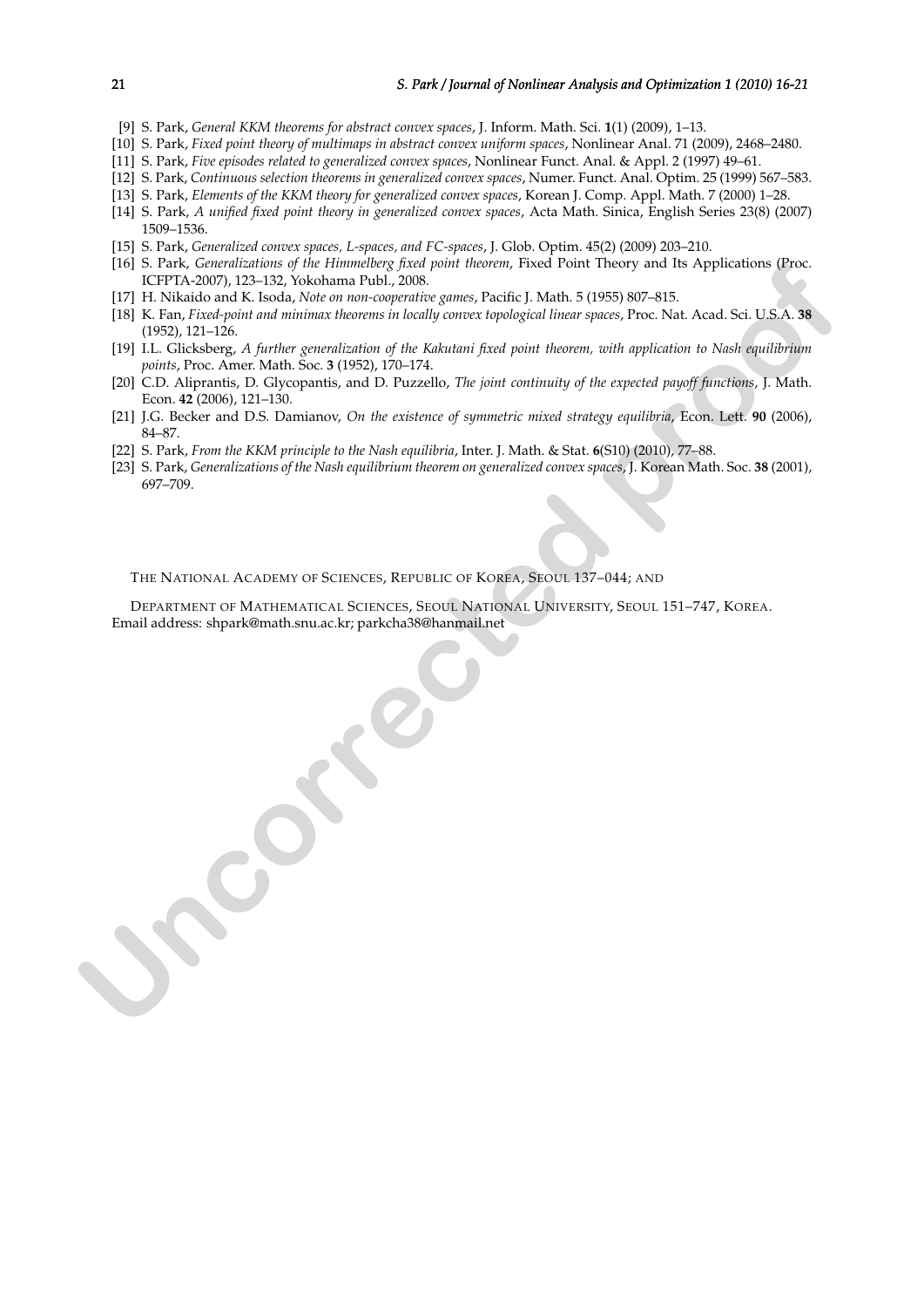[9] S. Park, *General KKM theorems for abstract convex spaces*, J. Inform. Math. Sci. **1**(1) (2009), 1–13.

[10] S. Park, *Fixed point theory of multimaps in abstract convex uniform spaces*, Nonlinear Anal. 71 (2009), 2468–2480.

[11] S. Park, *Five episodes related to generalized convex spaces*, Nonlinear Funct. Anal. & Appl. 2 (1997) 49–61.

[12] S. Park, *Continuous selection theorems in generalized convex spaces*, Numer. Funct. Anal. Optim. 25 (1999) 567–583.

[13] S. Park, *Elements of the KKM theory for generalized convex spaces*, Korean J. Comp. Appl. Math. 7 (2000) 1–28.

[14] S. Park, *A unified fixed point theory in generalized convex spaces*, Acta Math. Sinica, English Series 23(8) (2007) 1509–1536.

[15] S. Park, *Generalized convex spaces, L-spaces, and FC-spaces*, J. Glob. Optim. 45(2) (2009) 203–210.

[16] S. Park, *Generalizations of the Himmelberg fixed point theorem*, Fixed Point Theory and Its Applications (Proc. ICFPTA-2007), 123–132, Yokohama Publ., 2008.

[17] H. Nikaido and K. Isoda, *Note on non-cooperative games*, Pacific J. Math. 5 (1955) 807–815.

[18] K. Fan, *Fixed-point and minimax theorems in locally convex topological linear spaces*, Proc. Nat. Acad. Sci. U.S.A. **38** (1952), 121–126.

[19] I.L. Glicksberg, *A further generalization of the Kakutani fixed point theorem, with application to Nash equilibrium points*, Proc. Amer. Math. Soc. **3** (1952), 170–174.

[20] C.D. Aliprantis, D. Glycopantis, and D. Puzzello, *The joint continuity of the expected payoff functions*, J. Math. Econ. **42** (2006), 121–130.

[21] J.G. Becker and D.S. Damianov, *On the existence of symmetric mixed strategy equilibria*, Econ. Lett. **90** (2006), 84–87.

[22] S. Park, *From the KKM principle to the Nash equilibria*, Inter. J. Math. & Stat. **6**(S10) (2010), 77–88.

[23] S. Park, *Generalizations of the Nash equilibrium theorem on generalized convex spaces*, J. Korean Math. Soc. **38** (2001), 697–709.

The National Academy of Sciences, Republic of Korea, Seoul 137–044; and

Department of Mathematical Sciences, Seoul National University, Seoul 151–747, Korea.
Email address: shpark@math.snu.ac.kr; parkcha38@hanmail.net